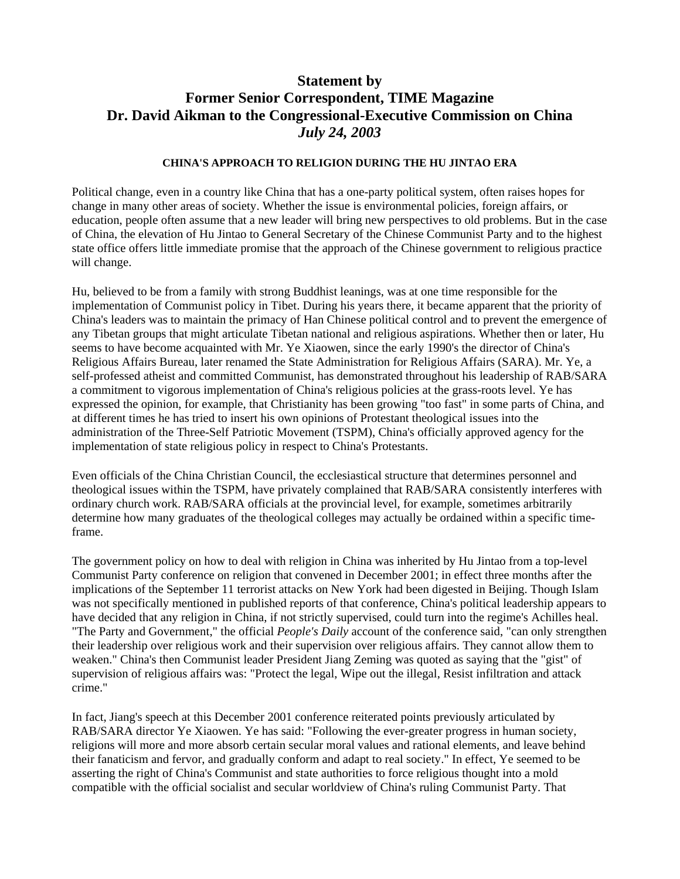# Statement by
# Former Senior Correspondent, TIME Magazine
# Dr. David Aikman to the Congressional-Executive Commission on China
# *July 24, 2003*

### CHINA'S APPROACH TO RELIGION DURING THE HU JINTAO ERA

Political change, even in a country like China that has a one-party political system, often raises hopes for change in many other areas of society. Whether the issue is environmental policies, foreign affairs, or education, people often assume that a new leader will bring new perspectives to old problems. But in the case of China, the elevation of Hu Jintao to General Secretary of the Chinese Communist Party and to the highest state office offers little immediate promise that the approach of the Chinese government to religious practice will change.

Hu, believed to be from a family with strong Buddhist leanings, was at one time responsible for the implementation of Communist policy in Tibet. During his years there, it became apparent that the priority of China's leaders was to maintain the primacy of Han Chinese political control and to prevent the emergence of any Tibetan groups that might articulate Tibetan national and religious aspirations. Whether then or later, Hu seems to have become acquainted with Mr. Ye Xiaowen, since the early 1990's the director of China's Religious Affairs Bureau, later renamed the State Administration for Religious Affairs (SARA). Mr. Ye, a self-professed atheist and committed Communist, has demonstrated throughout his leadership of RAB/SARA a commitment to vigorous implementation of China's religious policies at the grass-roots level. Ye has expressed the opinion, for example, that Christianity has been growing "too fast" in some parts of China, and at different times he has tried to insert his own opinions of Protestant theological issues into the administration of the Three-Self Patriotic Movement (TSPM), China's officially approved agency for the implementation of state religious policy in respect to China's Protestants.

Even officials of the China Christian Council, the ecclesiastical structure that determines personnel and theological issues within the TSPM, have privately complained that RAB/SARA consistently interferes with ordinary church work. RAB/SARA officials at the provincial level, for example, sometimes arbitrarily determine how many graduates of the theological colleges may actually be ordained within a specific time-frame.

The government policy on how to deal with religion in China was inherited by Hu Jintao from a top-level Communist Party conference on religion that convened in December 2001; in effect three months after the implications of the September 11 terrorist attacks on New York had been digested in Beijing. Though Islam was not specifically mentioned in published reports of that conference, China's political leadership appears to have decided that any religion in China, if not strictly supervised, could turn into the regime's Achilles heal. "The Party and Government," the official *People's Daily* account of the conference said, "can only strengthen their leadership over religious work and their supervision over religious affairs. They cannot allow them to weaken." China's then Communist leader President Jiang Zeming was quoted as saying that the "gist" of supervision of religious affairs was: "Protect the legal, Wipe out the illegal, Resist infiltration and attack crime."

In fact, Jiang's speech at this December 2001 conference reiterated points previously articulated by RAB/SARA director Ye Xiaowen. Ye has said: "Following the ever-greater progress in human society, religions will more and more absorb certain secular moral values and rational elements, and leave behind their fanaticism and fervor, and gradually conform and adapt to real society." In effect, Ye seemed to be asserting the right of China's Communist and state authorities to force religious thought into a mold compatible with the official socialist and secular worldview of China's ruling Communist Party. That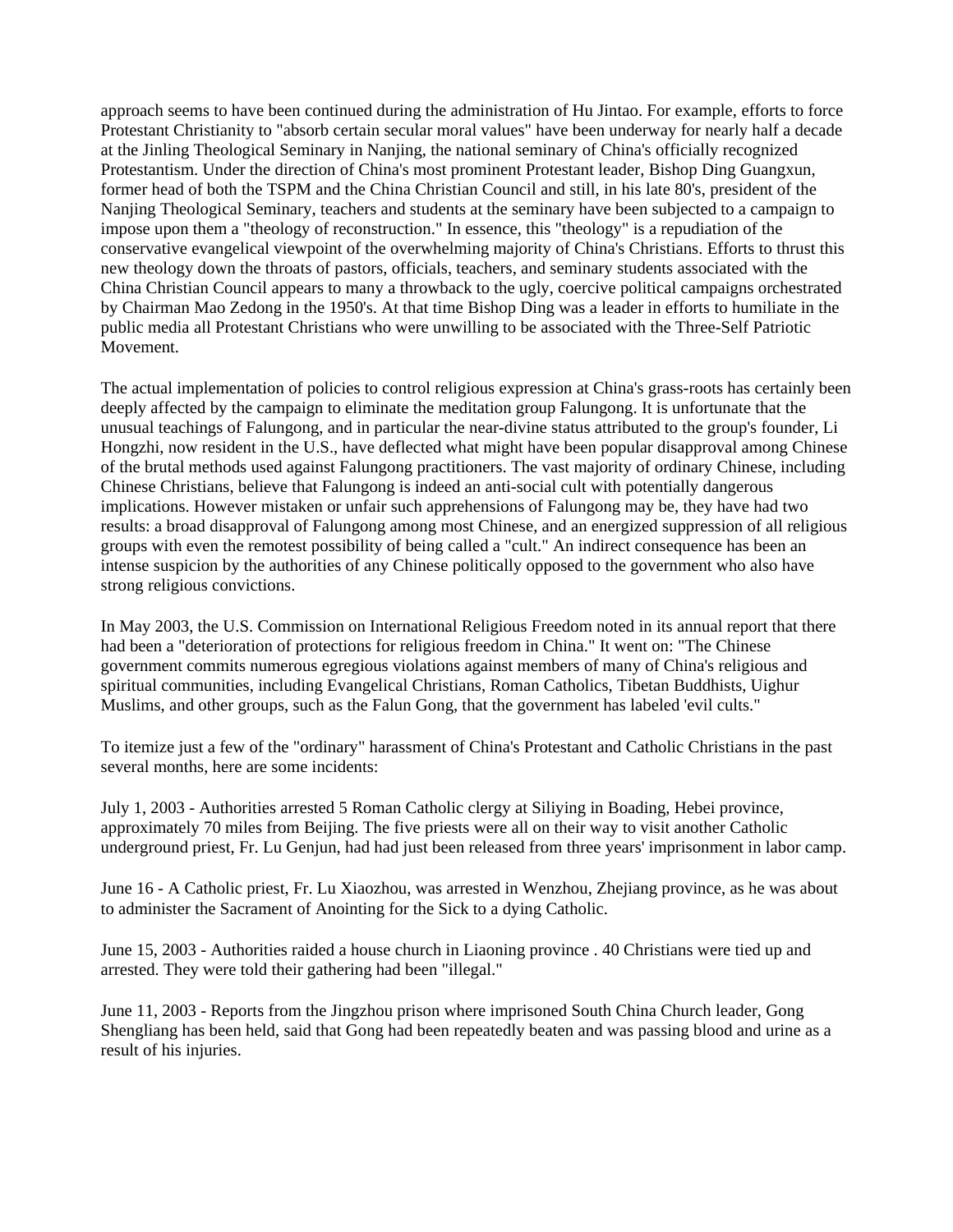approach seems to have been continued during the administration of Hu Jintao. For example, efforts to force Protestant Christianity to "absorb certain secular moral values" have been underway for nearly half a decade at the Jinling Theological Seminary in Nanjing, the national seminary of China's officially recognized Protestantism. Under the direction of China's most prominent Protestant leader, Bishop Ding Guangxun, former head of both the TSPM and the China Christian Council and still, in his late 80's, president of the Nanjing Theological Seminary, teachers and students at the seminary have been subjected to a campaign to impose upon them a "theology of reconstruction." In essence, this "theology" is a repudiation of the conservative evangelical viewpoint of the overwhelming majority of China's Christians. Efforts to thrust this new theology down the throats of pastors, officials, teachers, and seminary students associated with the China Christian Council appears to many a throwback to the ugly, coercive political campaigns orchestrated by Chairman Mao Zedong in the 1950's. At that time Bishop Ding was a leader in efforts to humiliate in the public media all Protestant Christians who were unwilling to be associated with the Three-Self Patriotic Movement.

The actual implementation of policies to control religious expression at China's grass-roots has certainly been deeply affected by the campaign to eliminate the meditation group Falungong. It is unfortunate that the unusual teachings of Falungong, and in particular the near-divine status attributed to the group's founder, Li Hongzhi, now resident in the U.S., have deflected what might have been popular disapproval among Chinese of the brutal methods used against Falungong practitioners. The vast majority of ordinary Chinese, including Chinese Christians, believe that Falungong is indeed an anti-social cult with potentially dangerous implications. However mistaken or unfair such apprehensions of Falungong may be, they have had two results: a broad disapproval of Falungong among most Chinese, and an energized suppression of all religious groups with even the remotest possibility of being called a "cult." An indirect consequence has been an intense suspicion by the authorities of any Chinese politically opposed to the government who also have strong religious convictions.

In May 2003, the U.S. Commission on International Religious Freedom noted in its annual report that there had been a "deterioration of protections for religious freedom in China." It went on: "The Chinese government commits numerous egregious violations against members of many of China's religious and spiritual communities, including Evangelical Christians, Roman Catholics, Tibetan Buddhists, Uighur Muslims, and other groups, such as the Falun Gong, that the government has labeled 'evil cults."

To itemize just a few of the "ordinary" harassment of China's Protestant and Catholic Christians in the past several months, here are some incidents:

July 1, 2003 - Authorities arrested 5 Roman Catholic clergy at Siliying in Boading, Hebei province, approximately 70 miles from Beijing. The five priests were all on their way to visit another Catholic underground priest, Fr. Lu Genjun, had had just been released from three years' imprisonment in labor camp.

June 16 - A Catholic priest, Fr. Lu Xiaozhou, was arrested in Wenzhou, Zhejiang province, as he was about to administer the Sacrament of Anointing for the Sick to a dying Catholic.

June 15, 2003 - Authorities raided a house church in Liaoning province . 40 Christians were tied up and arrested. They were told their gathering had been "illegal."

June 11, 2003 - Reports from the Jingzhou prison where imprisoned South China Church leader, Gong Shengliang has been held, said that Gong had been repeatedly beaten and was passing blood and urine as a result of his injuries.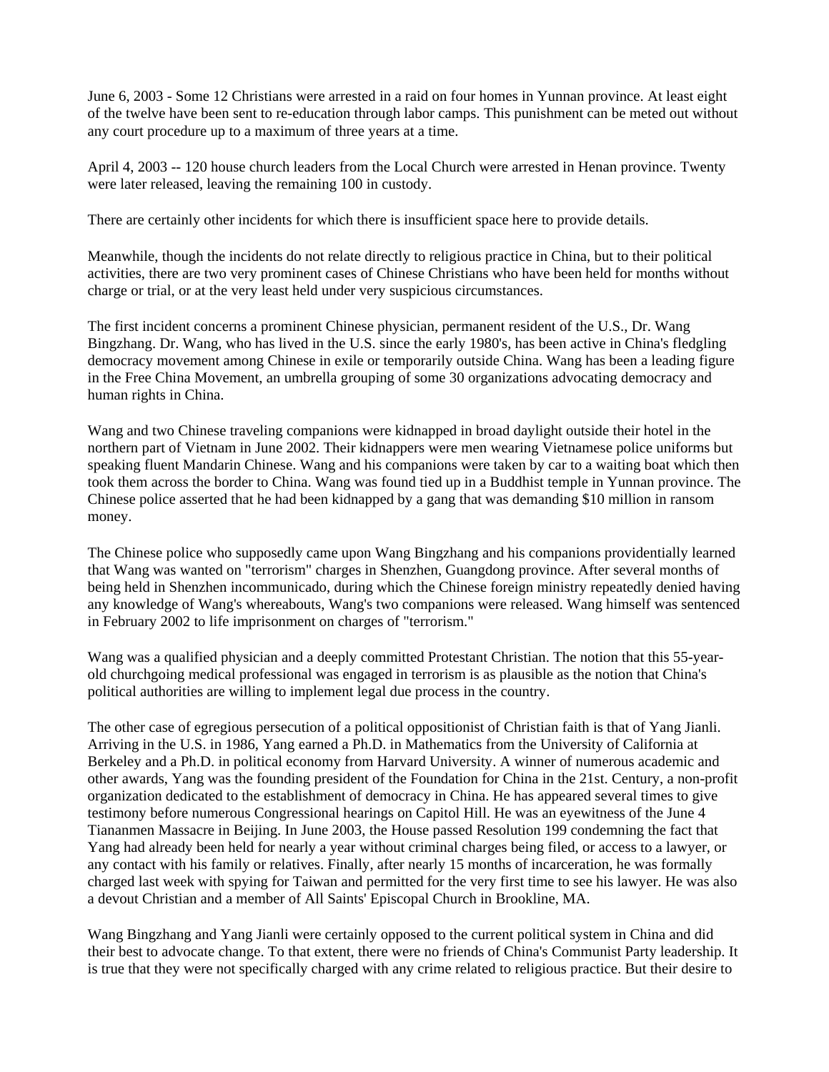June 6, 2003 - Some 12 Christians were arrested in a raid on four homes in Yunnan province. At least eight of the twelve have been sent to re-education through labor camps. This punishment can be meted out without any court procedure up to a maximum of three years at a time.

April 4, 2003 -- 120 house church leaders from the Local Church were arrested in Henan province. Twenty were later released, leaving the remaining 100 in custody.

There are certainly other incidents for which there is insufficient space here to provide details.

Meanwhile, though the incidents do not relate directly to religious practice in China, but to their political activities, there are two very prominent cases of Chinese Christians who have been held for months without charge or trial, or at the very least held under very suspicious circumstances.

The first incident concerns a prominent Chinese physician, permanent resident of the U.S., Dr. Wang Bingzhang. Dr. Wang, who has lived in the U.S. since the early 1980's, has been active in China's fledgling democracy movement among Chinese in exile or temporarily outside China. Wang has been a leading figure in the Free China Movement, an umbrella grouping of some 30 organizations advocating democracy and human rights in China.

Wang and two Chinese traveling companions were kidnapped in broad daylight outside their hotel in the northern part of Vietnam in June 2002. Their kidnappers were men wearing Vietnamese police uniforms but speaking fluent Mandarin Chinese. Wang and his companions were taken by car to a waiting boat which then took them across the border to China. Wang was found tied up in a Buddhist temple in Yunnan province. The Chinese police asserted that he had been kidnapped by a gang that was demanding $10 million in ransom money.

The Chinese police who supposedly came upon Wang Bingzhang and his companions providentially learned that Wang was wanted on "terrorism" charges in Shenzhen, Guangdong province. After several months of being held in Shenzhen incommunicado, during which the Chinese foreign ministry repeatedly denied having any knowledge of Wang's whereabouts, Wang's two companions were released. Wang himself was sentenced in February 2002 to life imprisonment on charges of "terrorism."

Wang was a qualified physician and a deeply committed Protestant Christian. The notion that this 55-year-old churchgoing medical professional was engaged in terrorism is as plausible as the notion that China's political authorities are willing to implement legal due process in the country.

The other case of egregious persecution of a political oppositionist of Christian faith is that of Yang Jianli. Arriving in the U.S. in 1986, Yang earned a Ph.D. in Mathematics from the University of California at Berkeley and a Ph.D. in political economy from Harvard University. A winner of numerous academic and other awards, Yang was the founding president of the Foundation for China in the 21st. Century, a non-profit organization dedicated to the establishment of democracy in China. He has appeared several times to give testimony before numerous Congressional hearings on Capitol Hill. He was an eyewitness of the June 4 Tiananmen Massacre in Beijing. In June 2003, the House passed Resolution 199 condemning the fact that Yang had already been held for nearly a year without criminal charges being filed, or access to a lawyer, or any contact with his family or relatives. Finally, after nearly 15 months of incarceration, he was formally charged last week with spying for Taiwan and permitted for the very first time to see his lawyer. He was also a devout Christian and a member of All Saints' Episcopal Church in Brookline, MA.

Wang Bingzhang and Yang Jianli were certainly opposed to the current political system in China and did their best to advocate change. To that extent, there were no friends of China's Communist Party leadership. It is true that they were not specifically charged with any crime related to religious practice. But their desire to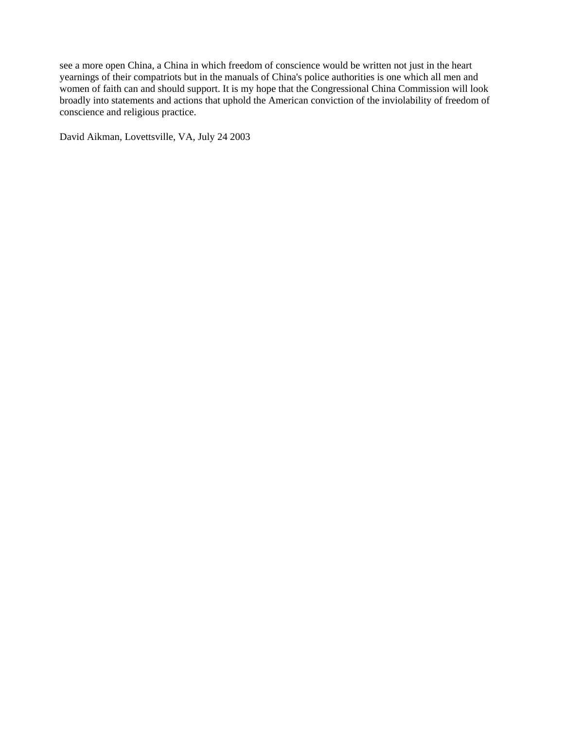see a more open China, a China in which freedom of conscience would be written not just in the heart yearnings of their compatriots but in the manuals of China's police authorities is one which all men and women of faith can and should support. It is my hope that the Congressional China Commission will look broadly into statements and actions that uphold the American conviction of the inviolability of freedom of conscience and religious practice.

David Aikman, Lovettsville, VA, July 24 2003